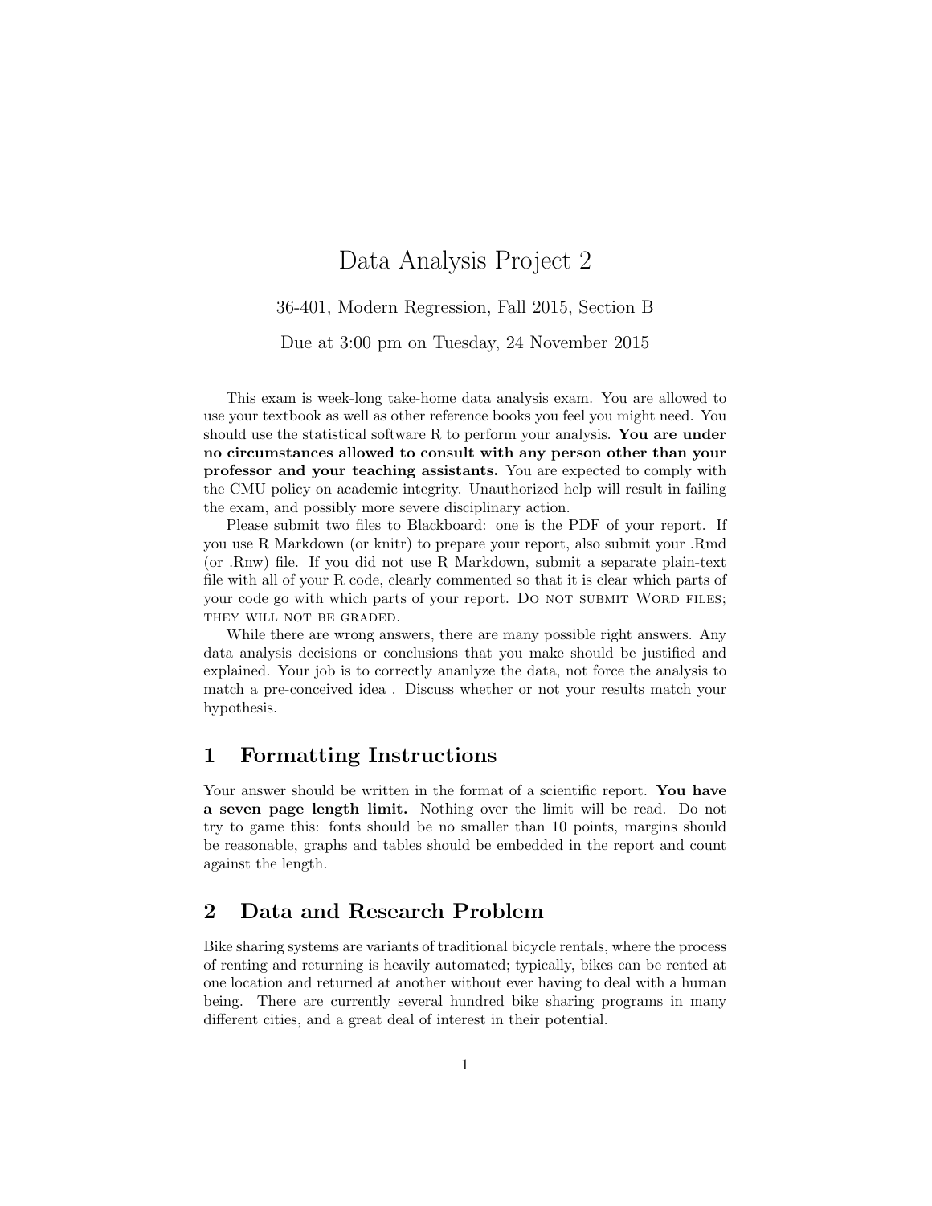# Data Analysis Project 2

36-401, Modern Regression, Fall 2015, Section B

Due at 3:00 pm on Tuesday, 24 November 2015

This exam is week-long take-home data analysis exam. You are allowed to use your textbook as well as other reference books you feel you might need. You should use the statistical software R to perform your analysis. **You are under no circumstances allowed to consult with any person other than your professor and your teaching assistants.** You are expected to comply with the CMU policy on academic integrity. Unauthorized help will result in failing the exam, and possibly more severe disciplinary action.

Please submit two files to Blackboard: one is the PDF of your report. If you use R Markdown (or knitr) to prepare your report, also submit your .Rmd (or .Rnw) file. If you did not use R Markdown, submit a separate plain-text file with all of your R code, clearly commented so that it is clear which parts of your code go with which parts of your report. DO NOT SUBMIT WORD FILES; THEY WILL NOT BE GRADED.

While there are wrong answers, there are many possible right answers. Any data analysis decisions or conclusions that you make should be justified and explained. Your job is to correctly ananlyze the data, not force the analysis to match a pre-conceived idea . Discuss whether or not your results match your hypothesis.

## 1 Formatting Instructions

Your answer should be written in the format of a scientific report. **You have a seven page length limit.** Nothing over the limit will be read. Do not try to game this: fonts should be no smaller than 10 points, margins should be reasonable, graphs and tables should be embedded in the report and count against the length.

## 2 Data and Research Problem

Bike sharing systems are variants of traditional bicycle rentals, where the process of renting and returning is heavily automated; typically, bikes can be rented at one location and returned at another without ever having to deal with a human being. There are currently several hundred bike sharing programs in many different cities, and a great deal of interest in their potential.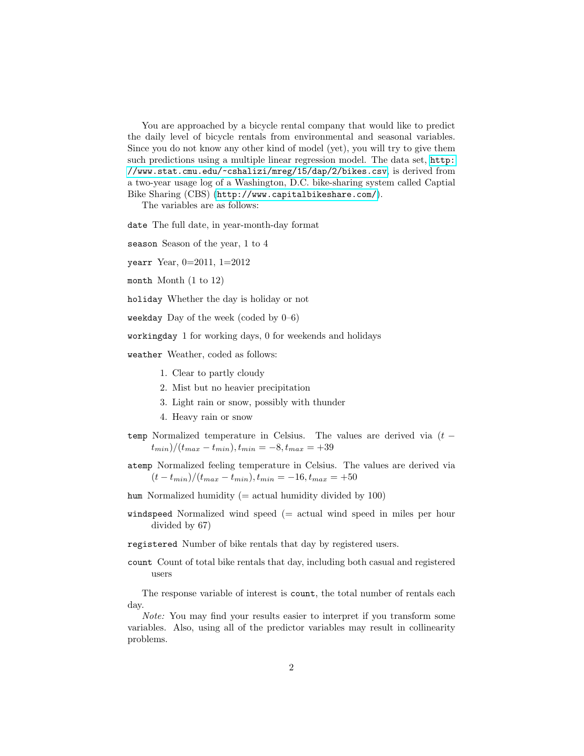You are approached by a bicycle rental company that would like to predict the daily level of bicycle rentals from environmental and seasonal variables. Since you do not know any other kind of model (yet), you will try to give them such predictions using a multiple linear regression model. The data set, `http://www.stat.cmu.edu/~cshalizi/mreg/15/dap/2/bikes.csv`, is derived from a two-year usage log of a Washington, D.C. bike-sharing system called Captial Bike Sharing (CBS) (`http://www.capitalbikeshare.com/`).

The variables are as follows:

`date` The full date, in year-month-day format

`season` Season of the year, 1 to 4

`yearr` Year, 0=2011, 1=2012

`month` Month (1 to 12)

`holiday` Whether the day is holiday or not

`weekday` Day of the week (coded by 0–6)

`workingday` 1 for working days, 0 for weekends and holidays

`weather` Weather, coded as follows:

1. Clear to partly cloudy
2. Mist but no heavier precipitation
3. Light rain or snow, possibly with thunder
4. Heavy rain or snow

`temp` Normalized temperature in Celsius. The values are derived via $(t - t_{min})/(t_{max} - t_{min}), t_{min} = -8, t_{max} = +39$

`atemp` Normalized feeling temperature in Celsius. The values are derived via $(t - t_{min})/(t_{max} - t_{min}), t_{min} = -16, t_{max} = +50$

`hum` Normalized humidity (= actual humidity divided by 100)

`windspeed` Normalized wind speed (= actual wind speed in miles per hour divided by 67)

`registered` Number of bike rentals that day by registered users.

`count` Count of total bike rentals that day, including both casual and registered users

The response variable of interest is `count`, the total number of rentals each day.

*Note:* You may find your results easier to interpret if you transform some variables. Also, using all of the predictor variables may result in collinearity problems.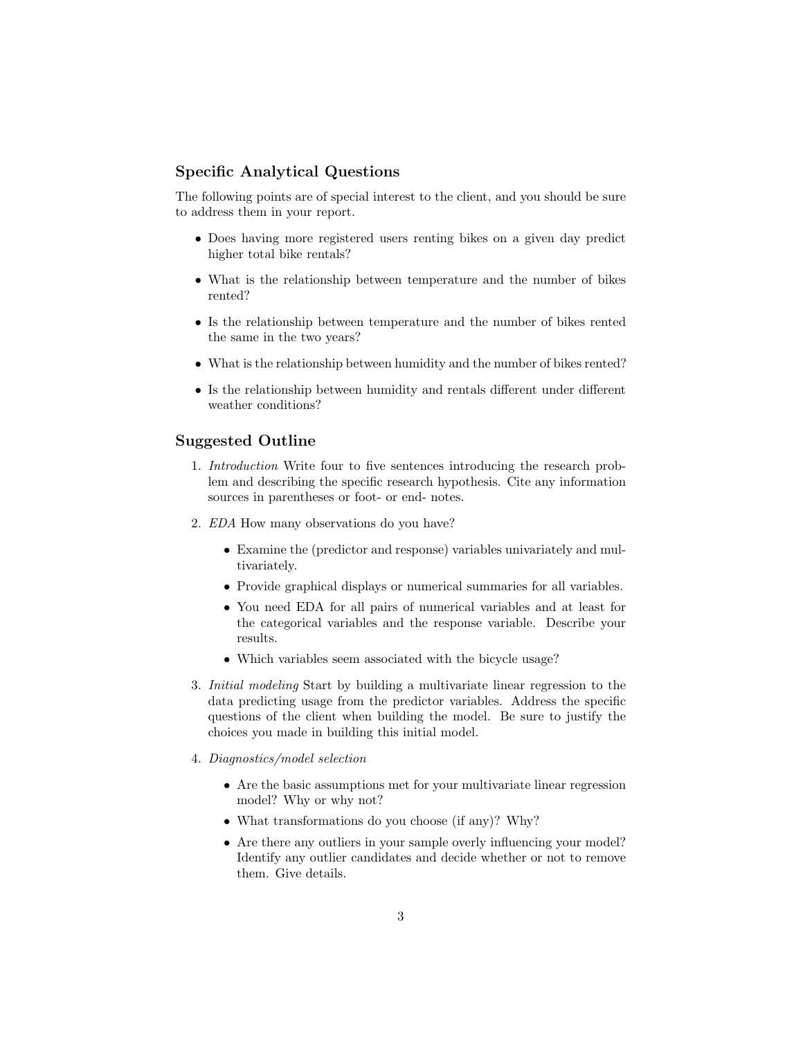## Specific Analytical Questions

The following points are of special interest to the client, and you should be sure to address them in your report.

- Does having more registered users renting bikes on a given day predict higher total bike rentals?
- What is the relationship between temperature and the number of bikes rented?
- Is the relationship between temperature and the number of bikes rented the same in the two years?
- What is the relationship between humidity and the number of bikes rented?
- Is the relationship between humidity and rentals different under different weather conditions?

## Suggested Outline

1. *Introduction* Write four to five sentences introducing the research problem and describing the specific research hypothesis. Cite any information sources in parentheses or foot- or end- notes.
2. *EDA* How many observations do you have?
   - Examine the (predictor and response) variables univariately and multivariately.
   - Provide graphical displays or numerical summaries for all variables.
   - You need EDA for all pairs of numerical variables and at least for the categorical variables and the response variable. Describe your results.
   - Which variables seem associated with the bicycle usage?
3. *Initial modeling* Start by building a multivariate linear regression to the data predicting usage from the predictor variables. Address the specific questions of the client when building the model. Be sure to justify the choices you made in building this initial model.
4. *Diagnostics/model selection*
   - Are the basic assumptions met for your multivariate linear regression model? Why or why not?
   - What transformations do you choose (if any)? Why?
   - Are there any outliers in your sample overly influencing your model? Identify any outlier candidates and decide whether or not to remove them. Give details.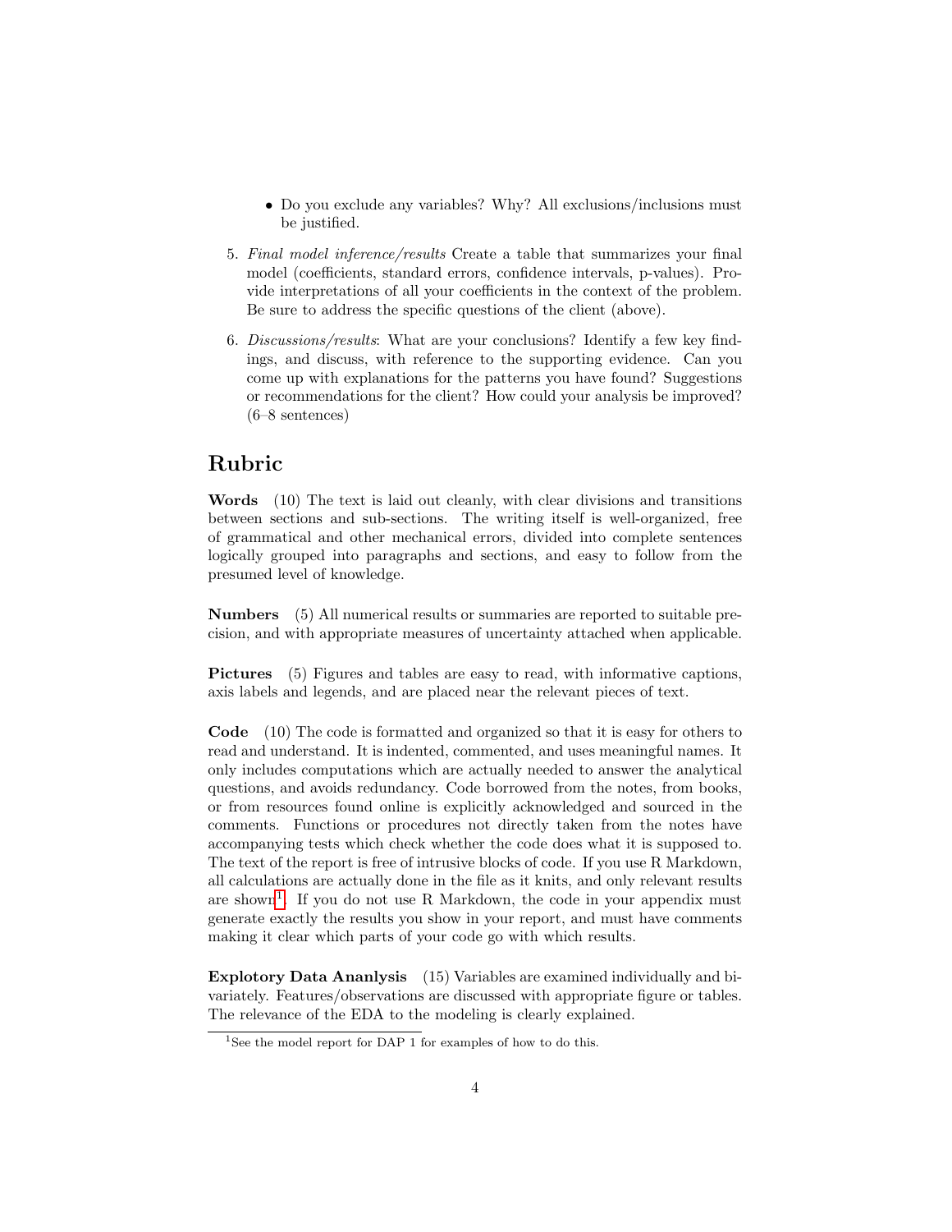- Do you exclude any variables? Why? All exclusions/inclusions must be justified.

5. *Final model inference/results* Create a table that summarizes your final model (coefficients, standard errors, confidence intervals, p-values). Provide interpretations of all your coefficients in the context of the problem. Be sure to address the specific questions of the client (above).

6. *Discussions/results*: What are your conclusions? Identify a few key findings, and discuss, with reference to the supporting evidence. Can you come up with explanations for the patterns you have found? Suggestions or recommendations for the client? How could your analysis be improved? (6–8 sentences)

## Rubric

**Words** (10) The text is laid out cleanly, with clear divisions and transitions between sections and sub-sections. The writing itself is well-organized, free of grammatical and other mechanical errors, divided into complete sentences logically grouped into paragraphs and sections, and easy to follow from the presumed level of knowledge.

**Numbers** (5) All numerical results or summaries are reported to suitable precision, and with appropriate measures of uncertainty attached when applicable.

**Pictures** (5) Figures and tables are easy to read, with informative captions, axis labels and legends, and are placed near the relevant pieces of text.

**Code** (10) The code is formatted and organized so that it is easy for others to read and understand. It is indented, commented, and uses meaningful names. It only includes computations which are actually needed to answer the analytical questions, and avoids redundancy. Code borrowed from the notes, from books, or from resources found online is explicitly acknowledged and sourced in the comments. Functions or procedures not directly taken from the notes have accompanying tests which check whether the code does what it is supposed to. The text of the report is free of intrusive blocks of code. If you use R Markdown, all calculations are actually done in the file as it knits, and only relevant results are shown[1]. If you do not use R Markdown, the code in your appendix must generate exactly the results you show in your report, and must have comments making it clear which parts of your code go with which results.

**Explotory Data Ananlysis** (15) Variables are examined individually and bivariately. Features/observations are discussed with appropriate figure or tables. The relevance of the EDA to the modeling is clearly explained.

[1] See the model report for DAP 1 for examples of how to do this.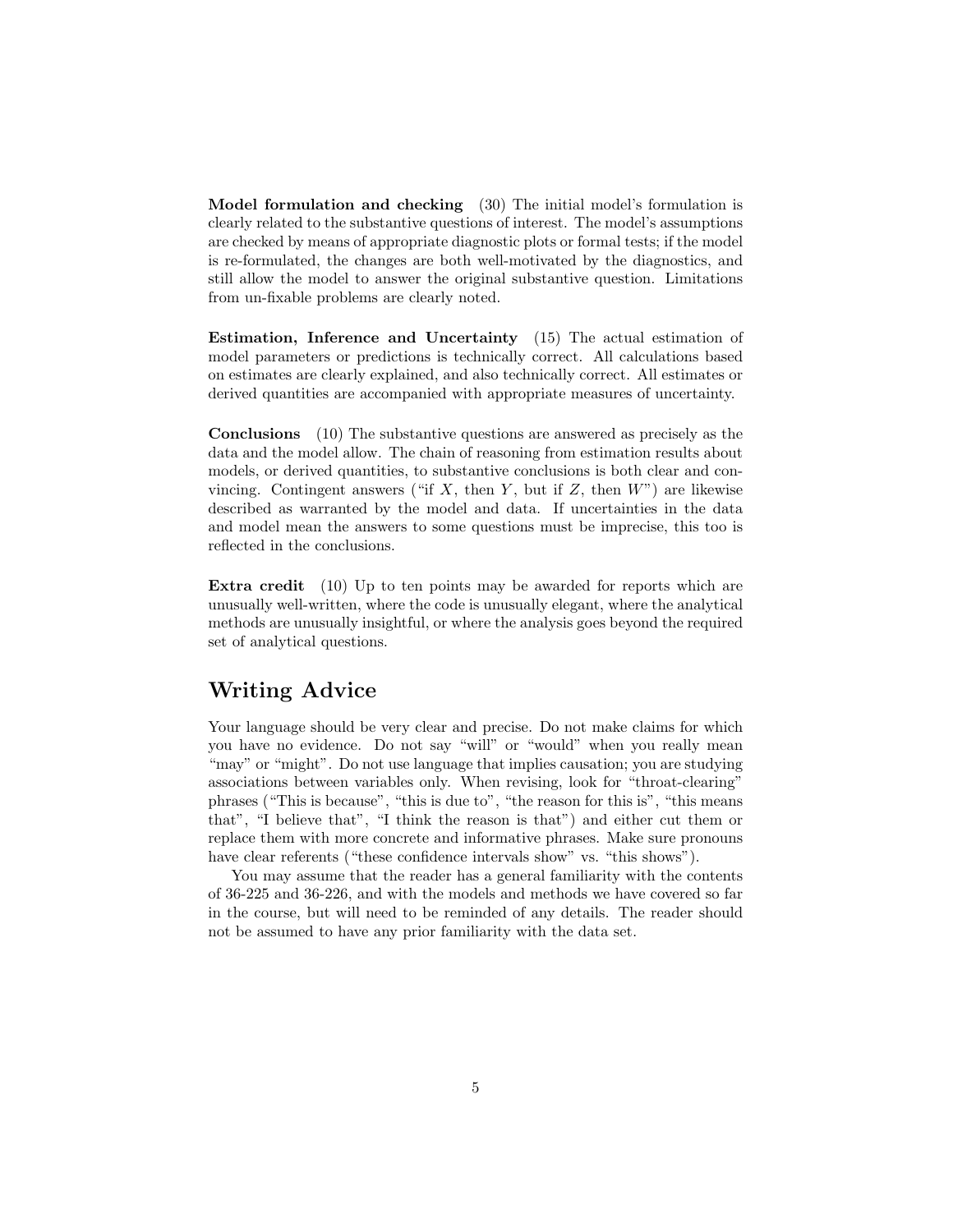**Model formulation and checking** (30) The initial model's formulation is clearly related to the substantive questions of interest. The model's assumptions are checked by means of appropriate diagnostic plots or formal tests; if the model is re-formulated, the changes are both well-motivated by the diagnostics, and still allow the model to answer the original substantive question. Limitations from un-fixable problems are clearly noted.

**Estimation, Inference and Uncertainty** (15) The actual estimation of model parameters or predictions is technically correct. All calculations based on estimates are clearly explained, and also technically correct. All estimates or derived quantities are accompanied with appropriate measures of uncertainty.

**Conclusions** (10) The substantive questions are answered as precisely as the data and the model allow. The chain of reasoning from estimation results about models, or derived quantities, to substantive conclusions is both clear and convincing. Contingent answers ("if $X$, then $Y$, but if $Z$, then $W$") are likewise described as warranted by the model and data. If uncertainties in the data and model mean the answers to some questions must be imprecise, this too is reflected in the conclusions.

**Extra credit** (10) Up to ten points may be awarded for reports which are unusually well-written, where the code is unusually elegant, where the analytical methods are unusually insightful, or where the analysis goes beyond the required set of analytical questions.

## Writing Advice

Your language should be very clear and precise. Do not make claims for which you have no evidence. Do not say "will" or "would" when you really mean "may" or "might". Do not use language that implies causation; you are studying associations between variables only. When revising, look for "throat-clearing" phrases ("This is because", "this is due to", "the reason for this is", "this means that", "I believe that", "I think the reason is that") and either cut them or replace them with more concrete and informative phrases. Make sure pronouns have clear referents ("these confidence intervals show" vs. "this shows").

You may assume that the reader has a general familiarity with the contents of 36-225 and 36-226, and with the models and methods we have covered so far in the course, but will need to be reminded of any details. The reader should not be assumed to have any prior familiarity with the data set.